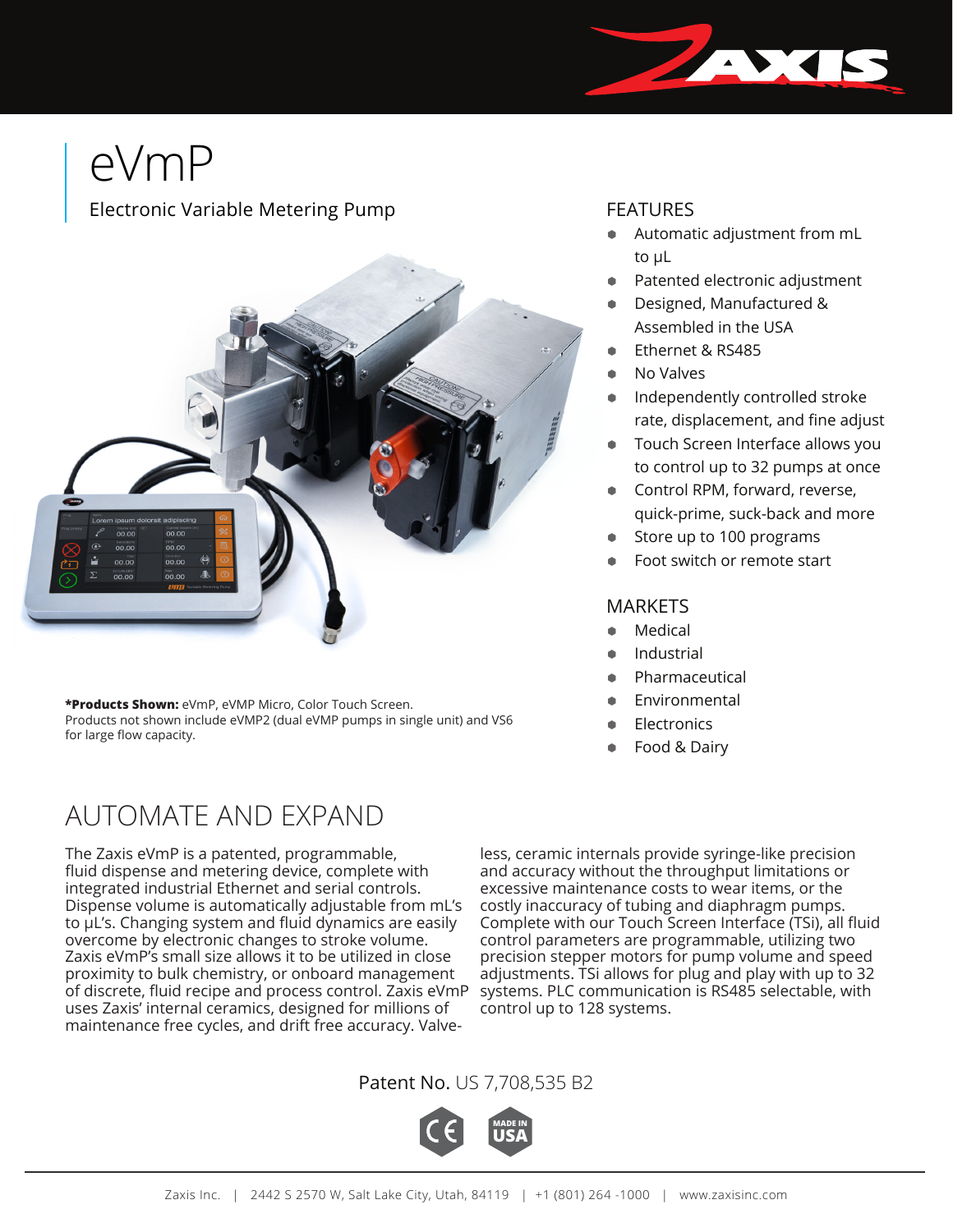# eVmP

Electronic Variable Metering Pump

## FEATURES

- Automatic adjustment from mL to µL
- Patented electronic adjustment
- Designed, Manufactured & Assembled in the USA
- Ethernet & RS485
- No Valves
- Independently controlled stroke rate, displacement, and fine adjust
- Touch Screen Interface allows you to control up to 32 pumps at once
- Control RPM, forward, reverse, quick-prime, suck-back and more
- Store up to 100 programs
- Foot switch or remote start

## MARKETS

- Medical
- Industrial
- Pharmaceutical
- Environmental
- Electronics
- Food & Dairy

***Products Shown:** eVmP, eVMP Micro, Color Touch Screen.
Products not shown include eVMP2 (dual eVMP pumps in single unit) and VS6 for large flow capacity.

## AUTOMATE AND EXPAND

The Zaxis eVmP is a patented, programmable, fluid dispense and metering device, complete with integrated industrial Ethernet and serial controls. Dispense volume is automatically adjustable from mL's to µL's. Changing system and fluid dynamics are easily overcome by electronic changes to stroke volume. Zaxis eVmP's small size allows it to be utilized in close proximity to bulk chemistry, or onboard management of discrete, fluid recipe and process control. Zaxis eVmP uses Zaxis' internal ceramics, designed for millions of maintenance free cycles, and drift free accuracy. Valve-less, ceramic internals provide syringe-like precision and accuracy without the throughput limitations or excessive maintenance costs to wear items, or the costly inaccuracy of tubing and diaphragm pumps. Complete with our Touch Screen Interface (TSi), all fluid control parameters are programmable, utilizing two precision stepper motors for pump volume and speed adjustments. TSi allows for plug and play with up to 32 systems. PLC communication is RS485 selectable, with control up to 128 systems.

Patent No. US 7,708,535 B2

Zaxis Inc. | 2442 S 2570 W, Salt Lake City, Utah, 84119 | +1 (801) 264 -1000 | www.zaxisinc.com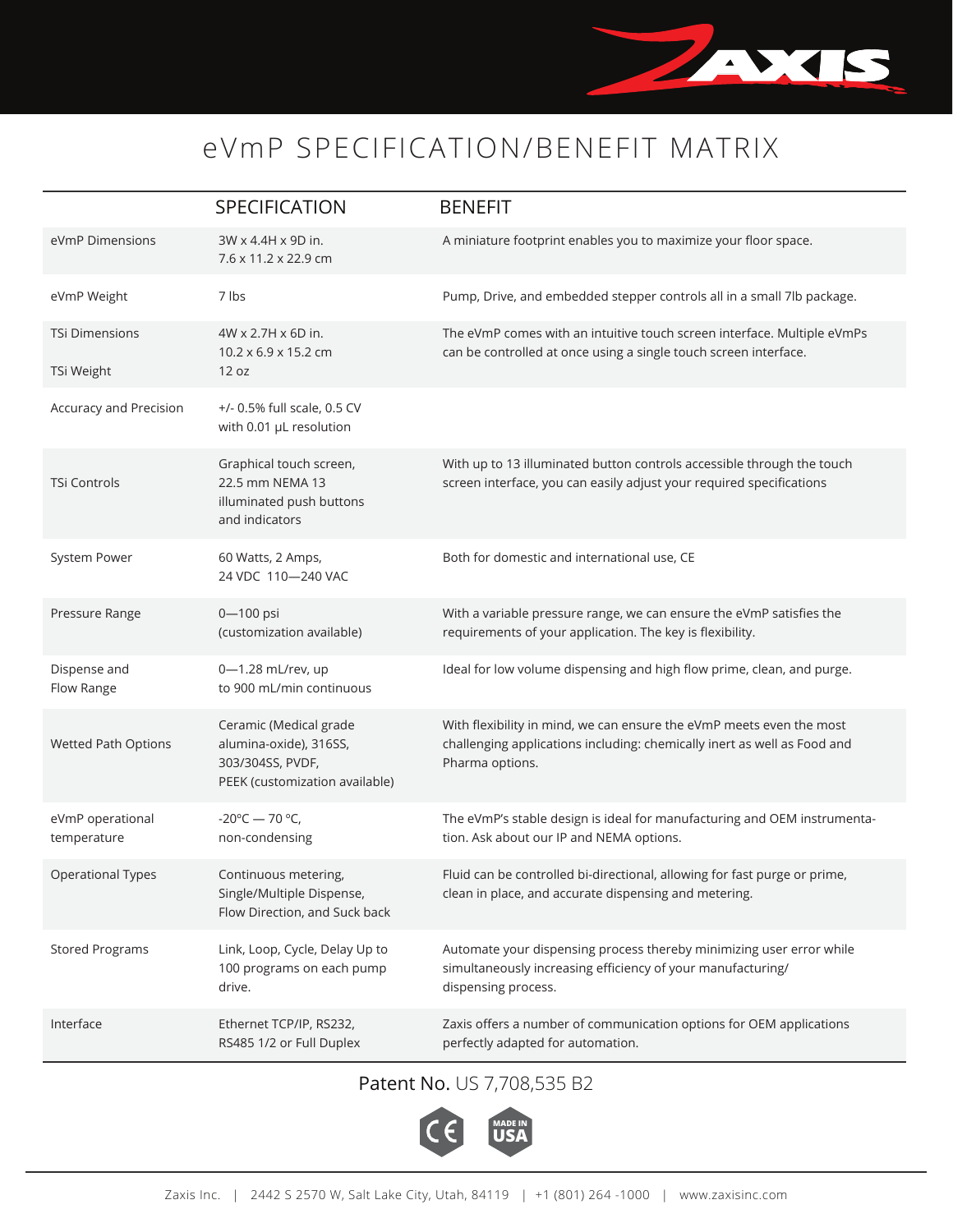# eVmP SPECIFICATION/BENEFIT MATRIX

| | SPECIFICATION | BENEFIT |
|---|---|---|
| eVmP Dimensions | 3W x 4.4H x 9D in. 7.6 x 11.2 x 22.9 cm | A miniature footprint enables you to maximize your floor space. |
| eVmP Weight | 7 lbs | Pump, Drive, and embedded stepper controls all in a small 7lb package. |
| TSi Dimensions | 4W x 2.7H x 6D in. 10.2 x 6.9 x 15.2 cm | The eVmP comes with an intuitive touch screen interface. Multiple eVmPs can be controlled at once using a single touch screen interface. |
| TSi Weight | 12 oz | |
| Accuracy and Precision | +/- 0.5% full scale, 0.5 CV with 0.01 μL resolution | |
| TSi Controls | Graphical touch screen, 22.5 mm NEMA 13 illuminated push buttons and indicators | With up to 13 illuminated button controls accessible through the touch screen interface, you can easily adjust your required specifications |
| System Power | 60 Watts, 2 Amps, 24 VDC 110—240 VAC | Both for domestic and international use, CE |
| Pressure Range | 0—100 psi (customization available) | With a variable pressure range, we can ensure the eVmP satisfies the requirements of your application. The key is flexibility. |
| Dispense and Flow Range | 0—1.28 mL/rev, up to 900 mL/min continuous | Ideal for low volume dispensing and high flow prime, clean, and purge. |
| Wetted Path Options | Ceramic (Medical grade alumina-oxide), 316SS, 303/304SS, PVDF, PEEK (customization available) | With flexibility in mind, we can ensure the eVmP meets even the most challenging applications including: chemically inert as well as Food and Pharma options. |
| eVmP operational temperature | -20ºC — 70 ºC, non-condensing | The eVmP's stable design is ideal for manufacturing and OEM instrumentation. Ask about our IP and NEMA options. |
| Operational Types | Continuous metering, Single/Multiple Dispense, Flow Direction, and Suck back | Fluid can be controlled bi-directional, allowing for fast purge or prime, clean in place, and accurate dispensing and metering. |
| Stored Programs | Link, Loop, Cycle, Delay Up to 100 programs on each pump drive. | Automate your dispensing process thereby minimizing user error while simultaneously increasing efficiency of your manufacturing/ dispensing process. |
| Interface | Ethernet TCP/IP, RS232, RS485 1/2 or Full Duplex | Zaxis offers a number of communication options for OEM applications perfectly adapted for automation. |

**Patent No.** US 7,708,535 B2

Zaxis Inc. | 2442 S 2570 W, Salt Lake City, Utah, 84119 | +1 (801) 264 -1000 | www.zaxisinc.com